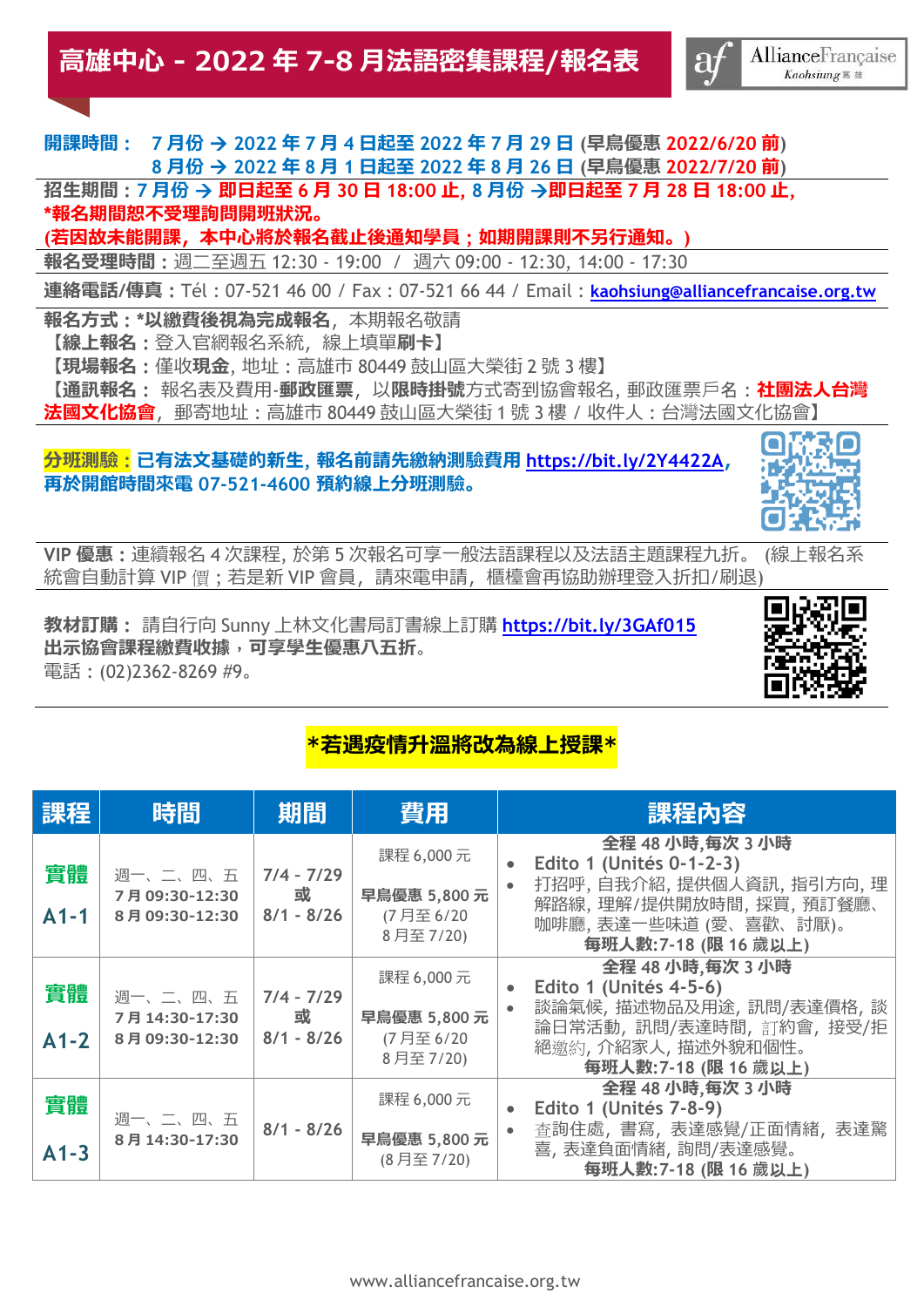# 高雄中心 - 2022 年 7-8 月法語密集課程/報名表

AllianceFrançaise Kaohsiung 高雄

**開課時間： 7 月份 → 2022 年 7 月 4 日起至 2022 年 7 月 29 日 (早鳥優惠 2022/6/20 前)**
**8 月份 → 2022 年 8 月 1 日起至 2022 年 8 月 26 日 (早鳥優惠 2022/7/20 前)**

**招生期間：7 月份 → 即日起至 6 月 30 日 18:00 止, 8 月份 →即日起至 7 月 28 日 18:00 止,**
***報名期間恕不受理詢問開班狀況。**
**(若因故未能開課，本中心將於報名截止後通知學員；如期開課則不另行通知。)**

**報名受理時間：**週二至週五 12:30 - 19:00 / 週六 09:00 - 12:30, 14:00 - 17:30

**連絡電話/傳真：**Tél：07-521 46 00 / Fax：07-521 66 44 / Email：kaohsiung@alliancefrancaise.org.tw

**報名方式：*以繳費後視為完成報名**，本期報名敬請
【**線上報名：**登入官網報名系統，線上填單**刷卡**】
【**現場報名：**僅收**現金**，地址：高雄市 80449 鼓山區大榮街 2 號 3 樓】
【**通訊報名：** 報名表及費用-**郵政匯票**，以**限時掛號**方式寄到協會報名，郵政匯票戶名：**社團法人台灣法國文化協會**，郵寄地址：高雄市 80449 鼓山區大榮街 1 號 3 樓 / 收件人：台灣法國文化協會】

**分班測驗：已有法文基礎的新生，報名前請先繳納測驗費用 https://bit.ly/2Y4422A，再於開館時間來電 07-521-4600 預約線上分班測驗。**

**VIP 優惠：**連續報名 4 次課程，於第 5 次報名可享一般法語課程以及法語主題課程九折。 (線上報名系統會自動計算 VIP 價；若是新 VIP 會員，請來電申請，櫃檯會再協助辦理登入折扣/刷退)

**教材訂購：** 請自行向 Sunny 上林文化書局訂書線上訂購 https://bit.ly/3GAf015
**出示協會課程繳費收據，可享學生優惠八五折。**
電話：(02)2362-8269 #9。

***若遇疫情升溫將改為線上授課***

| 課程 | 時間 | 期間 | 費用 | 課程內容 |
|---|---|---|---|---|
| **實體** **A1-1** | 週一、二、四、五<br>7 月 09:30-12:30<br>8 月 09:30-12:30 | 7/4 - 7/29<br>或<br>8/1 - 8/26 | 課程 6,000 元<br>**早鳥優惠 5,800 元**<br>(7 月至 6/20<br>8 月至 7/20) | **全程 48 小時,每次 3 小時**<br>• Edito 1 (Unités 0-1-2-3)<br>• 打招呼, 自我介紹, 提供個人資訊, 指引方向, 理解路線, 理解/提供開放時間, 採買, 預訂餐廳、咖啡廳, 表達一些味道 (愛、喜歡、討厭)。<br>**每班人數:7-18 (限 16 歲以上)** |
| **實體** **A1-2** | 週一、二、四、五<br>7 月 14:30-17:30<br>8 月 09:30-12:30 | 7/4 - 7/29<br>或<br>8/1 - 8/26 | 課程 6,000 元<br>**早鳥優惠 5,800 元**<br>(7 月至 6/20<br>8 月至 7/20) | **全程 48 小時,每次 3 小時**<br>• Edito 1 (Unités 4-5-6)<br>• 談論氣候, 描述物品及用途, 訊問/表達價格, 談論日常活動, 訊問/表達時間, 訂約會, 接受/拒絕邀約, 介紹家人, 描述外貌和個性。<br>**每班人數:7-18 (限 16 歲以上)** |
| **實體** **A1-3** | 週一、二、四、五<br>8 月 14:30-17:30 | 8/1 - 8/26 | 課程 6,000 元<br>**早鳥優惠 5,800 元**<br>(8 月至 7/20) | **全程 48 小時,每次 3 小時**<br>• Edito 1 (Unités 7-8-9)<br>• 查詢住處, 書寫, 表達感覺/正面情緒, 表達驚喜, 表達負面情緒, 詢問/表達感覺。<br>**每班人數:7-18 (限 16 歲以上)** |

www.alliancefrancaise.org.tw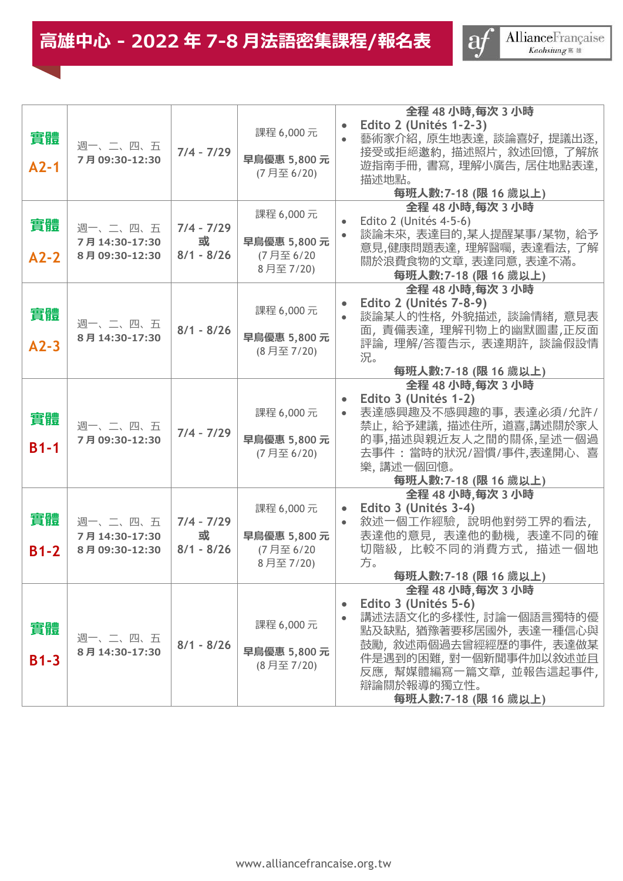# 高雄中心 - 2022 年 7-8 月法語密集課程/報名表

Alliance Française Kaohsiung 高雄

| 課程 | 時間 | 日期 | 費用 | 內容 |
|---|---|---|---|---|
| 實體 A2-1 | 週一、二、四、五 7 月 09:30-12:30 | 7/4 - 7/29 | 課程 6,000 元 **早鳥優惠 5,800 元** (7 月至 6/20) | **全程 48 小時,每次 3 小時** • Edito 2 (Unités 1-2-3) • 藝術家介紹，原生地表達，談論喜好，提議出逐，接受或拒絕邀約，描述照片，敘述回憶，了解旅遊指南手冊，書寫，理解小廣告，居住地點表達，描述地點。 **每班人數:7-18 (限 16 歲以上)** |
| 實體 A2-2 | 週一、二、四、五 7 月 14:30-17:30 8 月 09:30-12:30 | 7/4 - 7/29 **或** 8/1 - 8/26 | 課程 6,000 元 **早鳥優惠 5,800 元** (7 月至 6/20 8 月至 7/20) | **全程 48 小時,每次 3 小時** • Edito 2 (Unités 4-5-6) • 談論未來，表達目的,某人提醒某事/某物，給予意見,健康問題表達，理解醫囑，表達看法，了解關於浪費食物的文章，表達同意，表達不滿。 **每班人數:7-18 (限 16 歲以上)** |
| 實體 A2-3 | 週一、二、四、五 8 月 14:30-17:30 | 8/1 - 8/26 | 課程 6,000 元 **早鳥優惠 5,800 元** (8 月至 7/20) | **全程 48 小時,每次 3 小時** • Edito 2 (Unités 7-8-9) • 談論某人的性格，外貌描述，談論情緒，意見表面，責備表達，理解刊物上的幽默圖畫,正反面評論，理解/答覆告示，表達期許，談論假設情況。 **每班人數:7-18 (限 16 歲以上)** |
| 實體 B1-1 | 週一、二、四、五 7 月 09:30-12:30 | 7/4 - 7/29 | 課程 6,000 元 **早鳥優惠 5,800 元** (7 月至 6/20) | **全程 48 小時,每次 3 小時** • Edito 3 (Unités 1-2) • 表達感興趣及不感興趣的事，表達必須/允許/禁止，給予建議，描述住所，道喜,講述關於家人的事,描述與親近友人之間的關係,呈述一個過去事件 ： 當時的狀況/習慣/事件,表達開心、喜樂，講述一個回憶。 **每班人數:7-18 (限 16 歲以上)** |
| 實體 B1-2 | 週一、二、四、五 7 月 14:30-17:30 8 月 09:30-12:30 | 7/4 - 7/29 **或** 8/1 - 8/26 | 課程 6,000 元 **早鳥優惠 5,800 元** (7 月至 6/20 8 月至 7/20) | **全程 48 小時,每次 3 小時** • Edito 3 (Unités 3-4) • 敘述一個工作經驗，說明他對勞工界的看法，表達他的意見，表達他的動機，表達不同的確切階級，比較不同的消費方式，描述一個地方。 **每班人數:7-18 (限 16 歲以上)** |
| 實體 B1-3 | 週一、二、四、五 8 月 14:30-17:30 | 8/1 - 8/26 | 課程 6,000 元 **早鳥優惠 5,800 元** (8 月至 7/20) | **全程 48 小時,每次 3 小時** • Edito 3 (Unités 5-6) • 講述法語文化的多樣性，討論一個語言獨特的優點及缺點，猶豫著要移居國外，表達一種信心與鼓勵，敘述兩個過去曾經經歷的事件，表達做某件是遇到的困難，對一個新聞事件加以敘述並且反應，幫媒體編寫一篇文章，並報告這起事件，辯論關於報導的獨立性。 **每班人數:7-18 (限 16 歲以上)** |

www.alliancefrancaise.org.tw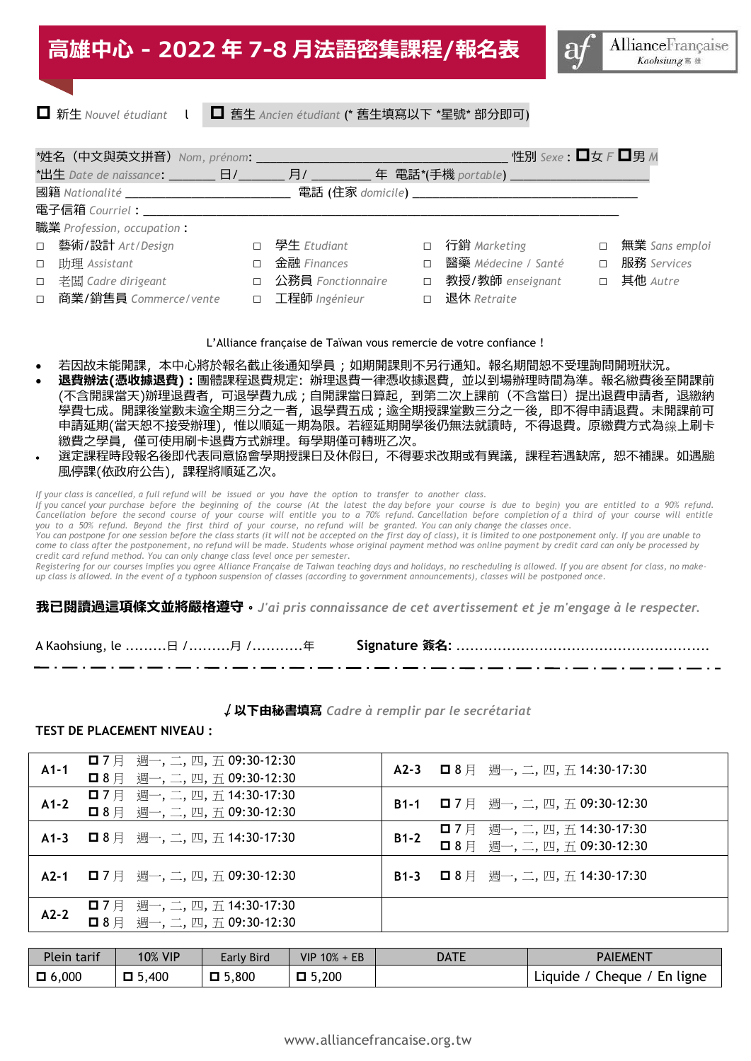# 高雄中心 - 2022 年 7-8 月法語密集課程/報名表

AllianceFrançaise Kaohsiung 高雄

☐ 新生 *Nouvel étudiant* 〡 ☐ 舊生 *Ancien étudiant* (* 舊生填寫以下 *星號* 部分即可)

*姓名（中文與英文拼音）*Nom, prénom*: ________________________________ 性別 *Sexe* : ☐女 *F* ☐男 *M*

*出生 *Date de naissance*: _______ 日/_______ 月/ _________ 年 電話*(手機 *portable*) _____________________

國籍 *Nationalité* ______________________ 電話 (住家 *domicile*) ________________________________

電子信箱 *Courriel* : ______________________________________________________________________

職業 *Profession, occupation* :

| | | | |
|---|---|---|---|
| ☐ 藝術/設計 *Art/Design* | ☐ 學生 *Etudiant* | ☐ 行銷 *Marketing* | ☐ 無業 *Sans emploi* |
| ☐ 助理 *Assistant* | ☐ 金融 *Finances* | ☐ 醫藥 *Médecine / Santé* | ☐ 服務 *Services* |
| ☐ 老闆 *Cadre dirigeant* | ☐ 公務員 *Fonctionnaire* | ☐ 教授/教師 *enseignant* | ☐ 其他 *Autre* |
| ☐ 商業/銷售員 *Commerce/vente* | ☐ 工程師 *Ingénieur* | ☐ 退休 *Retraite* | |

L'Alliance française de Taïwan vous remercie de votre confiance !

- 若因故未能開課，本中心將於報名截止後通知學員；如期開課則不另行通知。報名期間恕不受理詢問開班狀況。
- **退費辦法(憑收據退費)：**團體課程退費規定: 辦理退費一律憑收據退費，並以到場辦理時間為準。報名繳費後至開課前(不含開課當天)辦理退費者，可退學費九成；自開課當日算起，到第二次上課前（不含當日）提出退費申請者，退繳納學費七成。開課後堂數未逾全期三分之一者，退學費五成；逾全期授課堂數三分之一後，即不得申請退費。未開課前可申請延期(當天恕不接受辦理)，惟以順延一期為限。若經延期開學後仍無法就讀時，不得退費。原繳費方式為線上刷卡繳費之學員，僅可使用刷卡退費方式辦理。每學期僅可轉班乙次。
- 選定課程時段報名後即代表同意協會學期授課日及休假日，不得要求改期或有異議，課程若遇缺席，恕不補課。如遇颱風停課(依政府公告)，課程將順延乙次。

*If your class is cancelled, a full refund will be issued or you have the option to transfer to another class.*
*If you cancel your purchase before the beginning of the course (At the latest the day before your course is due to begin) you are entitled to a 90% refund. Cancellation before the second course of your course will entitle you to a 70% refund. Cancellation before completion of a third of your course will entitle you to a 50% refund. Beyond the first third of your course, no refund will be granted. You can only change the classes once.*
*You can postpone for one session before the class starts (it will not be accepted on the first day of class), it is limited to one postponement only. If you are unable to come to class after the postponement, no refund will be made. Students whose original payment method was online payment by credit card can only be processed by credit card refund method. You can only change class level once per semester.*
*Registering for our courses implies you agree Alliance Française de Taiwan teaching days and holidays, no rescheduling is allowed. If you are absent for class, no make-up class is allowed. In the event of a typhoon suspension of classes (according to government announcements), classes will be postponed once.*

**我已閱讀過這項條文並將嚴格遵守。***J'ai pris connaissance de cet avertissement et je m'engage à le respecter.*

A Kaohsiung, le .........日 /.........月 /...........年 **Signature 簽名:** .......................................................

---

**✓以下由秘書填寫** *Cadre à remplir par le secrétariat*

**TEST DE PLACEMENT NIVEAU :**

| | | | |
|---|---|---|---|
| A1-1 | ☐ 7 月 週一, 二, 四, 五 09:30-12:30<br>☐ 8 月 週一, 二, 四, 五 09:30-12:30 | A2-3 | ☐ 8 月 週一, 二, 四, 五 14:30-17:30 |
| A1-2 | ☐ 7 月 週一, 二, 四, 五 14:30-17:30<br>☐ 8 月 週一, 二, 四, 五 09:30-12:30 | B1-1 | ☐ 7 月 週一, 二, 四, 五 09:30-12:30 |
| A1-3 | ☐ 8 月 週一, 二, 四, 五 14:30-17:30 | B1-2 | ☐ 7 月 週一, 二, 四, 五 14:30-17:30<br>☐ 8 月 週一, 二, 四, 五 09:30-12:30 |
| A2-1 | ☐ 7 月 週一, 二, 四, 五 09:30-12:30 | B1-3 | ☐ 8 月 週一, 二, 四, 五 14:30-17:30 |
| A2-2 | ☐ 7 月 週一, 二, 四, 五 14:30-17:30<br>☐ 8 月 週一, 二, 四, 五 09:30-12:30 | | |

| Plein tarif | 10% VIP | Early Bird | VIP 10% + EB | DATE | PAIEMENT |
|---|---|---|---|---|---|
| ☐ 6,000 | ☐ 5,400 | ☐ 5,800 | ☐ 5,200 | | Liquide / Cheque / En ligne |

www.alliancefrancaise.org.tw